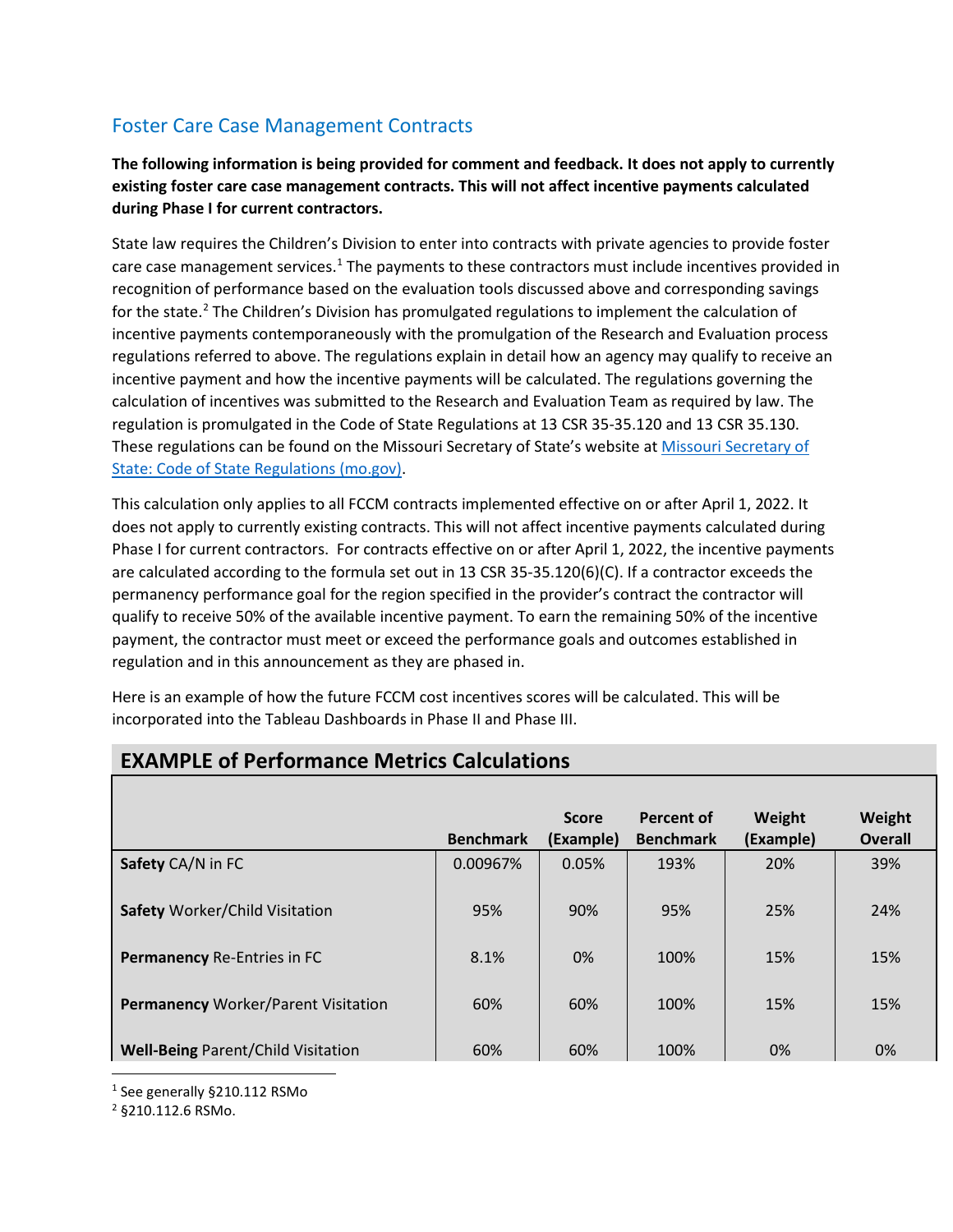## Foster Care Case Management Contracts

**The following information is being provided for comment and feedback. It does not apply to currently existing foster care case management contracts. This will not affect incentive payments calculated during Phase I for current contractors.**

State law requires the Children's Division to enter into contracts with private agencies to provide foster care case management services.[1] The payments to these contractors must include incentives provided in recognition of performance based on the evaluation tools discussed above and corresponding savings for the state.[2] The Children's Division has promulgated regulations to implement the calculation of incentive payments contemporaneously with the promulgation of the Research and Evaluation process regulations referred to above. The regulations explain in detail how an agency may qualify to receive an incentive payment and how the incentive payments will be calculated. The regulations governing the calculation of incentives was submitted to the Research and Evaluation Team as required by law. The regulation is promulgated in the Code of State Regulations at 13 CSR 35-35.120 and 13 CSR 35.130. These regulations can be found on the Missouri Secretary of State's website at [Missouri Secretary of State: Code of State Regulations (mo.gov)](Missouri Secretary of State: Code of State Regulations (mo.gov)).

This calculation only applies to all FCCM contracts implemented effective on or after April 1, 2022. It does not apply to currently existing contracts. This will not affect incentive payments calculated during Phase I for current contractors. For contracts effective on or after April 1, 2022, the incentive payments are calculated according to the formula set out in 13 CSR 35-35.120(6)(C). If a contractor exceeds the permanency performance goal for the region specified in the provider's contract the contractor will qualify to receive 50% of the available incentive payment. To earn the remaining 50% of the incentive payment, the contractor must meet or exceed the performance goals and outcomes established in regulation and in this announcement as they are phased in.

Here is an example of how the future FCCM cost incentives scores will be calculated. This will be incorporated into the Tableau Dashboards in Phase II and Phase III.

### EXAMPLE of Performance Metrics Calculations

| | Benchmark | Score (Example) | Percent of Benchmark | Weight (Example) | Weight Overall |
|---|---|---|---|---|---|
| **Safety** CA/N in FC | 0.00967% | 0.05% | 193% | 20% | 39% |
| **Safety** Worker/Child Visitation | 95% | 90% | 95% | 25% | 24% |
| **Permanency** Re-Entries in FC | 8.1% | 0% | 100% | 15% | 15% |
| **Permanency** Worker/Parent Visitation | 60% | 60% | 100% | 15% | 15% |
| **Well-Being** Parent/Child Visitation | 60% | 60% | 100% | 0% | 0% |

[1] See generally §210.112 RSMo

[2] §210.112.6 RSMo.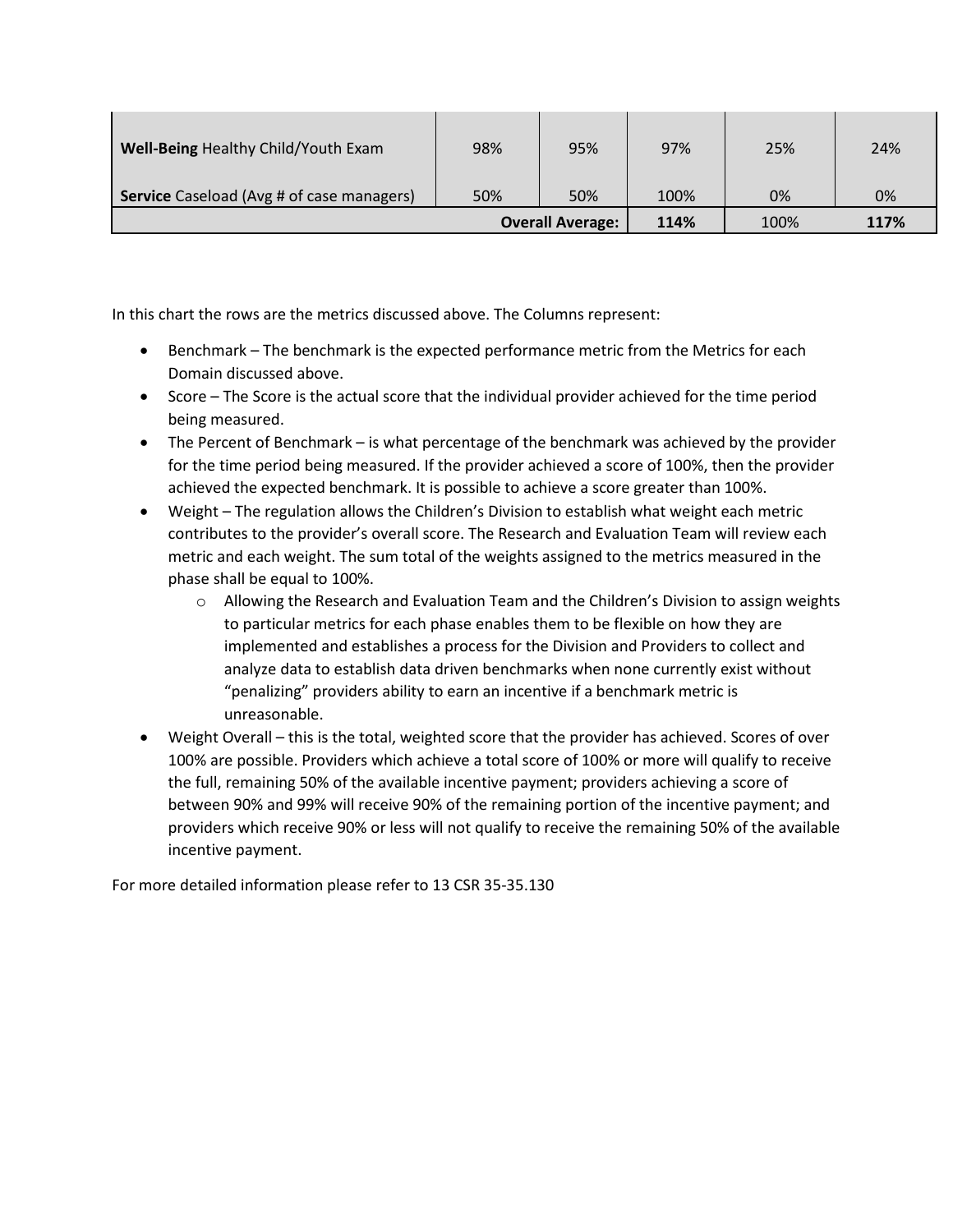| | | | | | |
|---|---|---|---|---|---|
| **Well-Being** Healthy Child/Youth Exam | 98% | 95% | 97% | 25% | 24% |
| **Service** Caseload (Avg # of case managers) | 50% | 50% | 100% | 0% | 0% |
| | | **Overall Average:** | **114%** | 100% | **117%** |

In this chart the rows are the metrics discussed above. The Columns represent:

- Benchmark – The benchmark is the expected performance metric from the Metrics for each Domain discussed above.
- Score – The Score is the actual score that the individual provider achieved for the time period being measured.
- The Percent of Benchmark – is what percentage of the benchmark was achieved by the provider for the time period being measured. If the provider achieved a score of 100%, then the provider achieved the expected benchmark. It is possible to achieve a score greater than 100%.
- Weight – The regulation allows the Children's Division to establish what weight each metric contributes to the provider's overall score. The Research and Evaluation Team will review each metric and each weight. The sum total of the weights assigned to the metrics measured in the phase shall be equal to 100%.
  - Allowing the Research and Evaluation Team and the Children's Division to assign weights to particular metrics for each phase enables them to be flexible on how they are implemented and establishes a process for the Division and Providers to collect and analyze data to establish data driven benchmarks when none currently exist without "penalizing" providers ability to earn an incentive if a benchmark metric is unreasonable.
- Weight Overall – this is the total, weighted score that the provider has achieved. Scores of over 100% are possible. Providers which achieve a total score of 100% or more will qualify to receive the full, remaining 50% of the available incentive payment; providers achieving a score of between 90% and 99% will receive 90% of the remaining portion of the incentive payment; and providers which receive 90% or less will not qualify to receive the remaining 50% of the available incentive payment.

For more detailed information please refer to 13 CSR 35-35.130